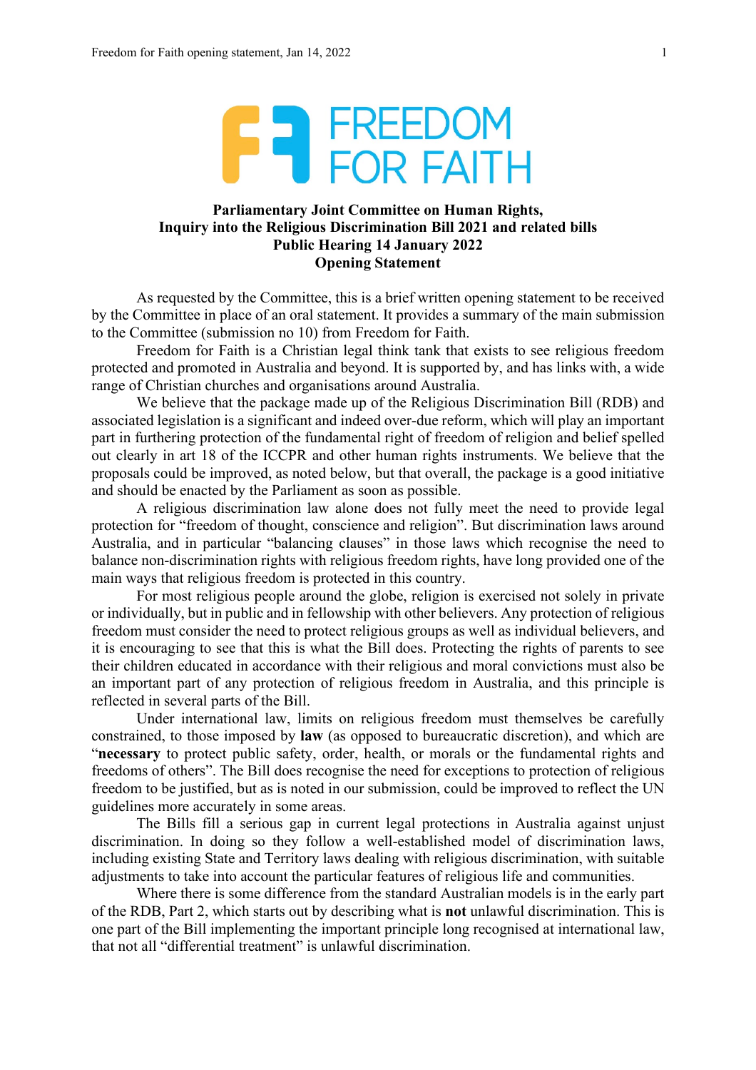# FREEDOM FOR FAITH

**Parliamentary Joint Committee on Human Rights,**
**Inquiry into the Religious Discrimination Bill 2021 and related bills**
**Public Hearing 14 January 2022**
**Opening Statement**

As requested by the Committee, this is a brief written opening statement to be received by the Committee in place of an oral statement. It provides a summary of the main submission to the Committee (submission no 10) from Freedom for Faith.

Freedom for Faith is a Christian legal think tank that exists to see religious freedom protected and promoted in Australia and beyond. It is supported by, and has links with, a wide range of Christian churches and organisations around Australia.

We believe that the package made up of the Religious Discrimination Bill (RDB) and associated legislation is a significant and indeed over-due reform, which will play an important part in furthering protection of the fundamental right of freedom of religion and belief spelled out clearly in art 18 of the ICCPR and other human rights instruments. We believe that the proposals could be improved, as noted below, but that overall, the package is a good initiative and should be enacted by the Parliament as soon as possible.

A religious discrimination law alone does not fully meet the need to provide legal protection for "freedom of thought, conscience and religion". But discrimination laws around Australia, and in particular "balancing clauses" in those laws which recognise the need to balance non-discrimination rights with religious freedom rights, have long provided one of the main ways that religious freedom is protected in this country.

For most religious people around the globe, religion is exercised not solely in private or individually, but in public and in fellowship with other believers. Any protection of religious freedom must consider the need to protect religious groups as well as individual believers, and it is encouraging to see that this is what the Bill does. Protecting the rights of parents to see their children educated in accordance with their religious and moral convictions must also be an important part of any protection of religious freedom in Australia, and this principle is reflected in several parts of the Bill.

Under international law, limits on religious freedom must themselves be carefully constrained, to those imposed by **law** (as opposed to bureaucratic discretion), and which are "**necessary** to protect public safety, order, health, or morals or the fundamental rights and freedoms of others". The Bill does recognise the need for exceptions to protection of religious freedom to be justified, but as is noted in our submission, could be improved to reflect the UN guidelines more accurately in some areas.

The Bills fill a serious gap in current legal protections in Australia against unjust discrimination. In doing so they follow a well-established model of discrimination laws, including existing State and Territory laws dealing with religious discrimination, with suitable adjustments to take into account the particular features of religious life and communities.

Where there is some difference from the standard Australian models is in the early part of the RDB, Part 2, which starts out by describing what is **not** unlawful discrimination. This is one part of the Bill implementing the important principle long recognised at international law, that not all "differential treatment" is unlawful discrimination.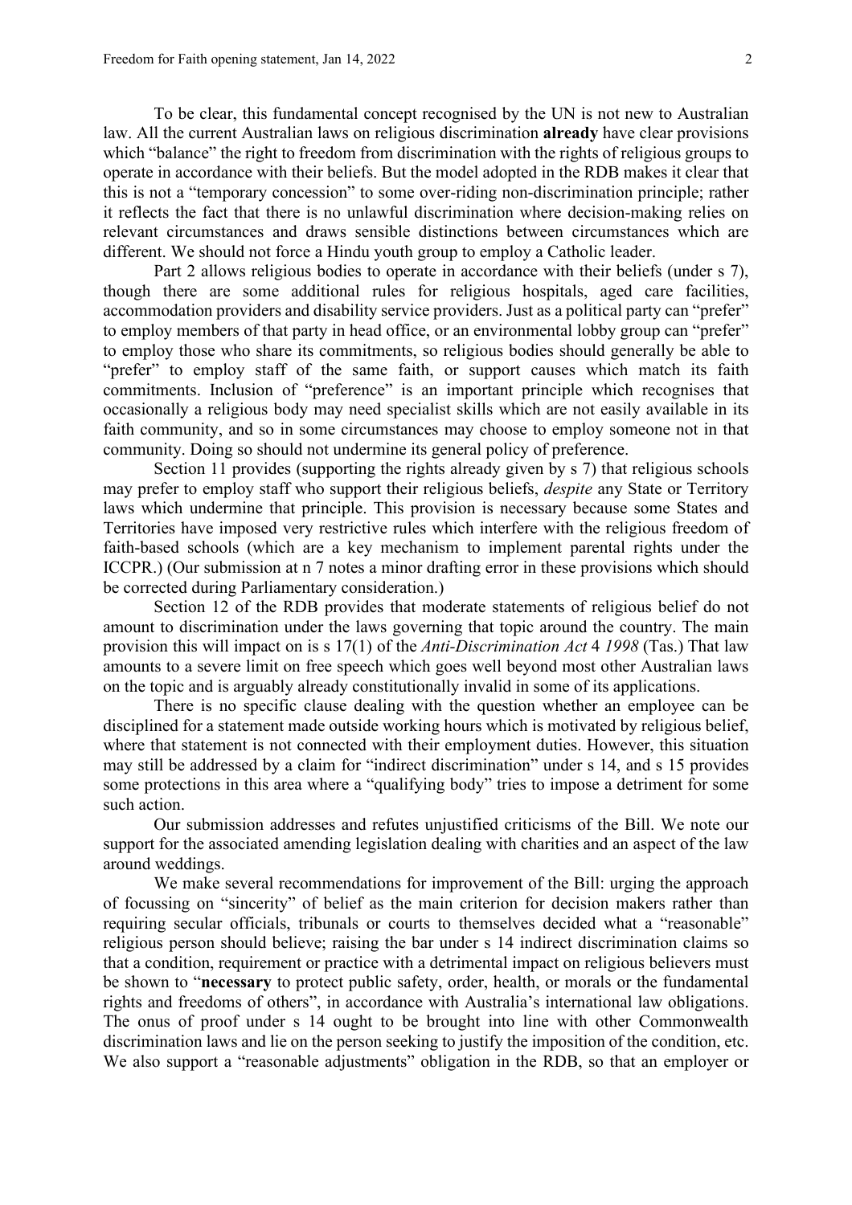To be clear, this fundamental concept recognised by the UN is not new to Australian law. All the current Australian laws on religious discrimination **already** have clear provisions which "balance" the right to freedom from discrimination with the rights of religious groups to operate in accordance with their beliefs. But the model adopted in the RDB makes it clear that this is not a "temporary concession" to some over-riding non-discrimination principle; rather it reflects the fact that there is no unlawful discrimination where decision-making relies on relevant circumstances and draws sensible distinctions between circumstances which are different. We should not force a Hindu youth group to employ a Catholic leader.

Part 2 allows religious bodies to operate in accordance with their beliefs (under s 7), though there are some additional rules for religious hospitals, aged care facilities, accommodation providers and disability service providers. Just as a political party can "prefer" to employ members of that party in head office, or an environmental lobby group can "prefer" to employ those who share its commitments, so religious bodies should generally be able to "prefer" to employ staff of the same faith, or support causes which match its faith commitments. Inclusion of "preference" is an important principle which recognises that occasionally a religious body may need specialist skills which are not easily available in its faith community, and so in some circumstances may choose to employ someone not in that community. Doing so should not undermine its general policy of preference.

Section 11 provides (supporting the rights already given by s 7) that religious schools may prefer to employ staff who support their religious beliefs, *despite* any State or Territory laws which undermine that principle. This provision is necessary because some States and Territories have imposed very restrictive rules which interfere with the religious freedom of faith-based schools (which are a key mechanism to implement parental rights under the ICCPR.) (Our submission at n 7 notes a minor drafting error in these provisions which should be corrected during Parliamentary consideration.)

Section 12 of the RDB provides that moderate statements of religious belief do not amount to discrimination under the laws governing that topic around the country. The main provision this will impact on is s 17(1) of the *Anti-Discrimination Act* 4 *1998* (Tas.) That law amounts to a severe limit on free speech which goes well beyond most other Australian laws on the topic and is arguably already constitutionally invalid in some of its applications.

There is no specific clause dealing with the question whether an employee can be disciplined for a statement made outside working hours which is motivated by religious belief, where that statement is not connected with their employment duties. However, this situation may still be addressed by a claim for "indirect discrimination" under s 14, and s 15 provides some protections in this area where a "qualifying body" tries to impose a detriment for some such action.

Our submission addresses and refutes unjustified criticisms of the Bill. We note our support for the associated amending legislation dealing with charities and an aspect of the law around weddings.

We make several recommendations for improvement of the Bill: urging the approach of focussing on "sincerity" of belief as the main criterion for decision makers rather than requiring secular officials, tribunals or courts to themselves decided what a "reasonable" religious person should believe; raising the bar under s 14 indirect discrimination claims so that a condition, requirement or practice with a detrimental impact on religious believers must be shown to "**necessary** to protect public safety, order, health, or morals or the fundamental rights and freedoms of others", in accordance with Australia's international law obligations. The onus of proof under s 14 ought to be brought into line with other Commonwealth discrimination laws and lie on the person seeking to justify the imposition of the condition, etc. We also support a "reasonable adjustments" obligation in the RDB, so that an employer or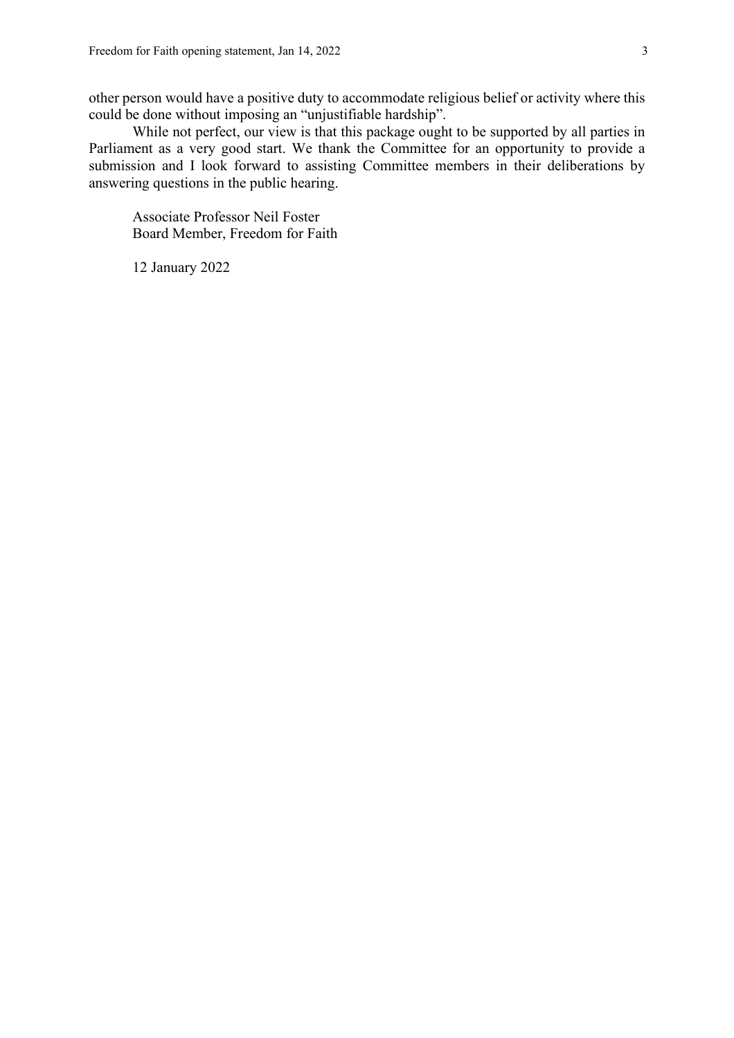other person would have a positive duty to accommodate religious belief or activity where this could be done without imposing an "unjustifiable hardship".

While not perfect, our view is that this package ought to be supported by all parties in Parliament as a very good start. We thank the Committee for an opportunity to provide a submission and I look forward to assisting Committee members in their deliberations by answering questions in the public hearing.

Associate Professor Neil Foster
Board Member, Freedom for Faith

12 January 2022